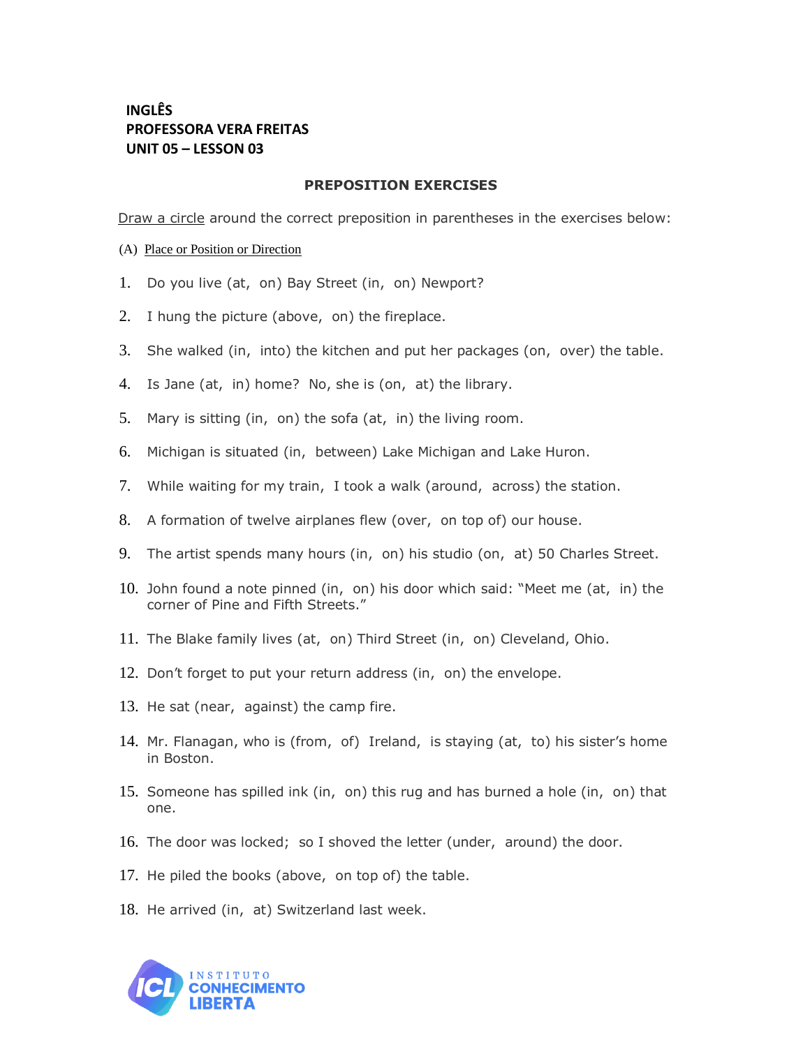**INGLÊS**
**PROFESSORA VERA FREITAS**
**UNIT 05 – LESSON 03**

## PREPOSITION EXERCISES

<u>Draw a circle</u> around the correct preposition in parentheses in the exercises below:

(A) <u>Place or Position or Direction</u>

1. Do you live (at, on) Bay Street (in, on) Newport?
2. I hung the picture (above, on) the fireplace.
3. She walked (in, into) the kitchen and put her packages (on, over) the table.
4. Is Jane (at, in) home? No, she is (on, at) the library.
5. Mary is sitting (in, on) the sofa (at, in) the living room.
6. Michigan is situated (in, between) Lake Michigan and Lake Huron.
7. While waiting for my train, I took a walk (around, across) the station.
8. A formation of twelve airplanes flew (over, on top of) our house.
9. The artist spends many hours (in, on) his studio (on, at) 50 Charles Street.
10. John found a note pinned (in, on) his door which said: "Meet me (at, in) the corner of Pine and Fifth Streets."
11. The Blake family lives (at, on) Third Street (in, on) Cleveland, Ohio.
12. Don't forget to put your return address (in, on) the envelope.
13. He sat (near, against) the camp fire.
14. Mr. Flanagan, who is (from, of) Ireland, is staying (at, to) his sister's home in Boston.
15. Someone has spilled ink (in, on) this rug and has burned a hole (in, on) that one.
16. The door was locked; so I shoved the letter (under, around) the door.
17. He piled the books (above, on top of) the table.
18. He arrived (in, at) Switzerland last week.

INSTITUTO CONHECIMENTO LIBERTA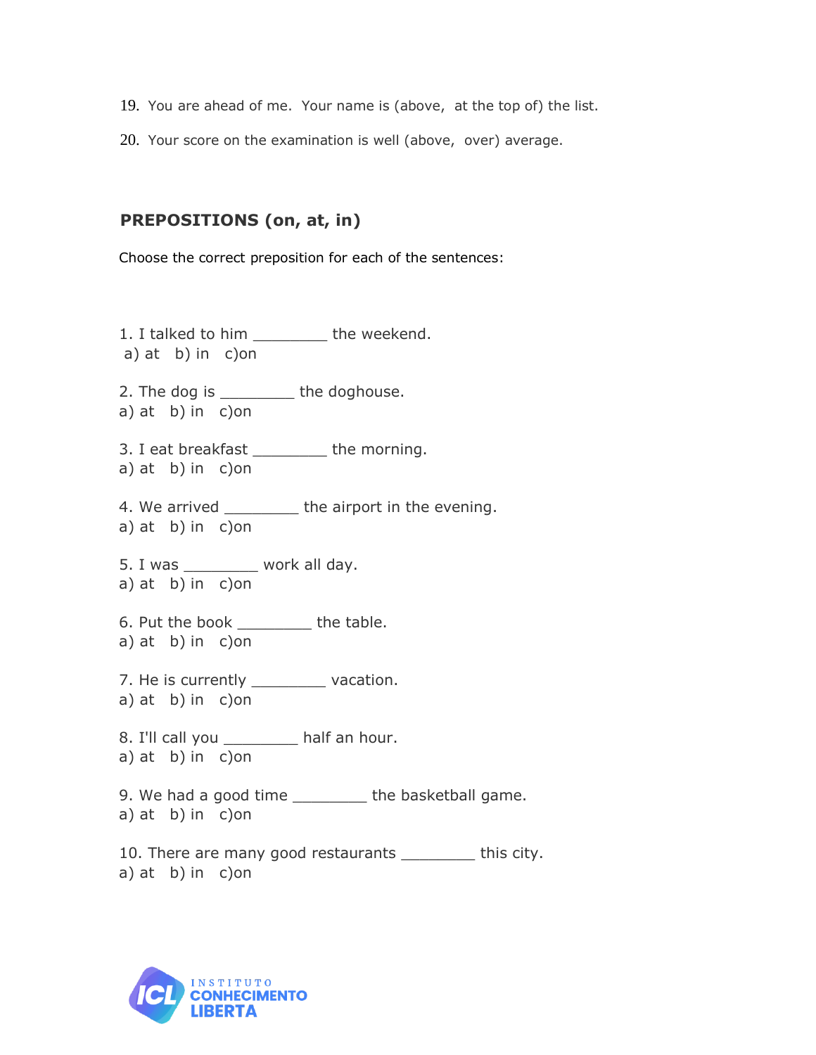19. You are ahead of me. Your name is (above, at the top of) the list.

20. Your score on the examination is well (above, over) average.

## PREPOSITIONS (on, at, in)

Choose the correct preposition for each of the sentences:

1. I talked to him _________ the weekend.
 a) at b) in c)on

2. The dog is _________ the doghouse.
a) at b) in c)on

3. I eat breakfast _________ the morning.
a) at b) in c)on

4. We arrived _________ the airport in the evening.
a) at b) in c)on

5. I was _________ work all day.
a) at b) in c)on

6. Put the book _________ the table.
a) at b) in c)on

7. He is currently _________ vacation.
a) at b) in c)on

8. I'll call you _________ half an hour.
a) at b) in c)on

9. We had a good time _________ the basketball game.
a) at b) in c)on

10. There are many good restaurants _________ this city.
a) at b) in c)on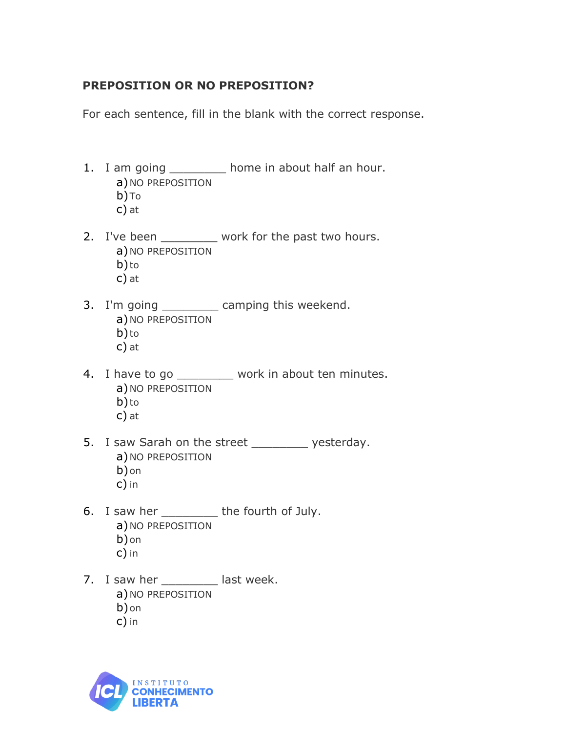**PREPOSITION OR NO PREPOSITION?**

For each sentence, fill in the blank with the correct response.

1. I am going _________ home in about half an hour.
   a) NO PREPOSITION
   b) To
   c) at

2. I've been _________ work for the past two hours.
   a) NO PREPOSITION
   b) to
   c) at

3. I'm going _________ camping this weekend.
   a) NO PREPOSITION
   b) to
   c) at

4. I have to go _________ work in about ten minutes.
   a) NO PREPOSITION
   b) to
   c) at

5. I saw Sarah on the street _________ yesterday.
   a) NO PREPOSITION
   b) on
   c) in

6. I saw her _________ the fourth of July.
   a) NO PREPOSITION
   b) on
   c) in

7. I saw her _________ last week.
   a) NO PREPOSITION
   b) on
   c) in

INSTITUTO CONHECIMENTO LIBERTA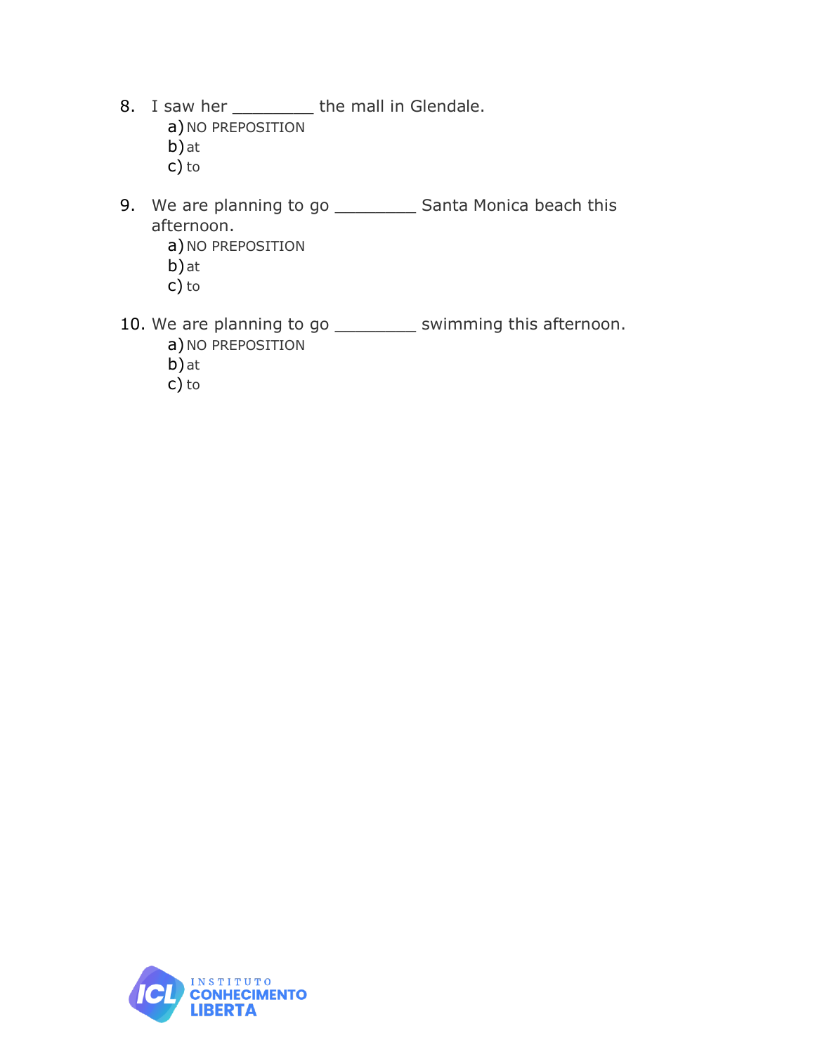8. I saw her _________ the mall in Glendale.
   a) NO PREPOSITION
   b) at
   c) to

9. We are planning to go _________ Santa Monica beach this afternoon.
   a) NO PREPOSITION
   b) at
   c) to

10. We are planning to go _________ swimming this afternoon.
    a) NO PREPOSITION
    b) at
    c) to